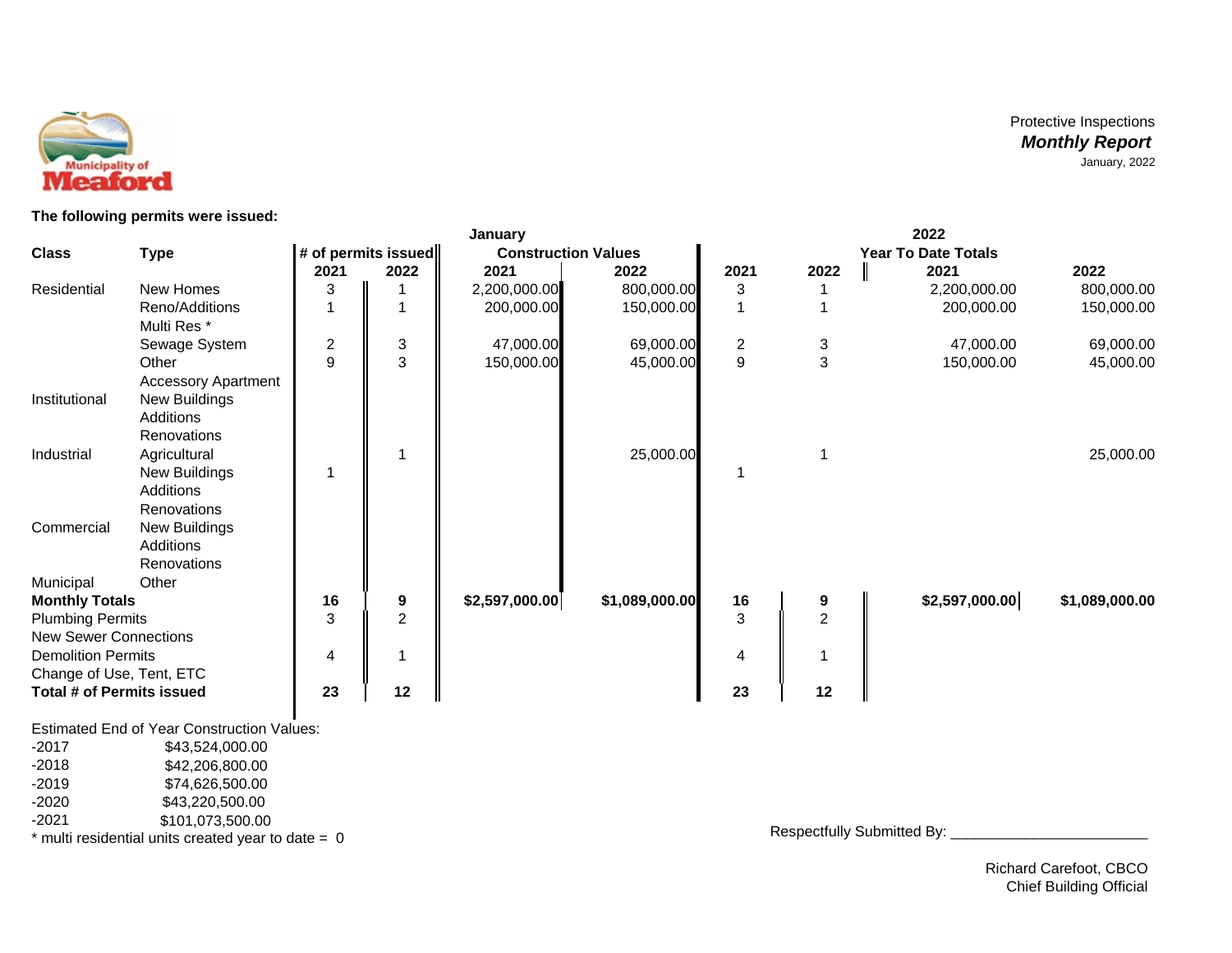Municipality of Meaford

Protective Inspections
***Monthly Report***
January, 2022

**The following permits were issued:**

| Class | Type | # of permits issued | | January Construction Values | | | | 2022 Year To Date Totals | |
|---|---|---|---|---|---|---|---|---|---|
| | | 2021 | 2022 | 2021 | 2022 | 2021 | 2022 | 2021 | 2022 |
| Residential | New Homes | 3 | 1 | 2,200,000.00 | 800,000.00 | 3 | 1 | 2,200,000.00 | 800,000.00 |
| | Reno/Additions | 1 | 1 | 200,000.00 | 150,000.00 | 1 | 1 | 200,000.00 | 150,000.00 |
| | Multi Res * | | | | | | | | |
| | Sewage System | 2 | 3 | 47,000.00 | 69,000.00 | 2 | 3 | 47,000.00 | 69,000.00 |
| | Other | 9 | 3 | 150,000.00 | 45,000.00 | 9 | 3 | 150,000.00 | 45,000.00 |
| | Accessory Apartment | | | | | | | | |
| Institutional | New Buildings | | | | | | | | |
| | Additions | | | | | | | | |
| | Renovations | | | | | | | | |
| Industrial | Agricultural | | 1 | | 25,000.00 | | 1 | | 25,000.00 |
| | New Buildings | 1 | | | | 1 | | | |
| | Additions | | | | | | | | |
| | Renovations | | | | | | | | |
| Commercial | New Buildings | | | | | | | | |
| | Additions | | | | | | | | |
| | Renovations | | | | | | | | |
| Municipal | Other | | | | | | | | |
| **Monthly Totals** | | **16** | **9** | **$2,597,000.00** | **$1,089,000.00** | **16** | **9** | **$2,597,000.00** | **$1,089,000.00** |
| Plumbing Permits | | 3 | 2 | | | 3 | 2 | | |
| New Sewer Connections | | | | | | | | | |
| Demolition Permits | | 4 | 1 | | | 4 | 1 | | |
| Change of Use, Tent, ETC | | | | | | | | | |
| **Total # of Permits issued** | | **23** | **12** | | | **23** | **12** | | |

Estimated End of Year Construction Values:

| | |
|---|---|
| -2017 | $43,524,000.00 |
| -2018 | $42,206,800.00 |
| -2019 | $74,626,500.00 |
| -2020 | $43,220,500.00 |
| -2021 | $101,073,500.00 |

* multi residential units created year to date = 0

Respectfully Submitted By: ________________________

Richard Carefoot, CBCO
Chief Building Official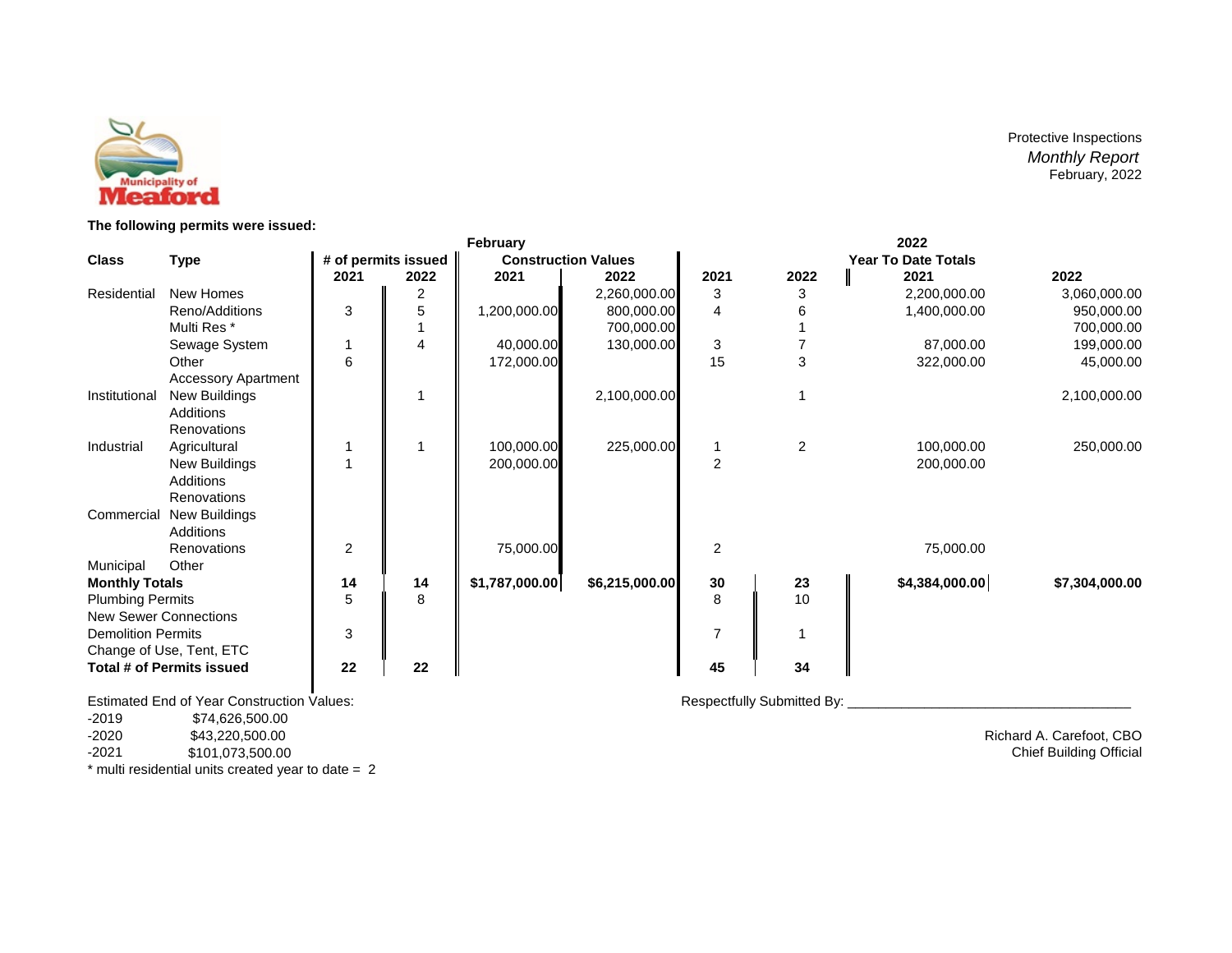Protective Inspections
*Monthly Report*
February, 2022

**The following permits were issued:**

| Class | Type | # of permits issued February 2021 | # of permits issued February 2022 | Construction Values February 2021 | Construction Values February 2022 | 2022 Year To Date Totals # 2021 | 2022 Year To Date Totals # 2022 | 2022 Year To Date Totals Values 2021 | 2022 Year To Date Totals Values 2022 |
|---|---|---|---|---|---|---|---|---|---|
| Residential | New Homes | | 2 | | 2,260,000.00 | 3 | 3 | 2,200,000.00 | 3,060,000.00 |
| | Reno/Additions | 3 | 5 | 1,200,000.00 | 800,000.00 | 4 | 6 | 1,400,000.00 | 950,000.00 |
| | Multi Res * | | 1 | | 700,000.00 | | 1 | | 700,000.00 |
| | Sewage System | 1 | 4 | 40,000.00 | 130,000.00 | 3 | 7 | 87,000.00 | 199,000.00 |
| | Other | 6 | | 172,000.00 | | 15 | 3 | 322,000.00 | 45,000.00 |
| | Accessory Apartment | | | | | | | | |
| Institutional | New Buildings | | 1 | | 2,100,000.00 | | 1 | | 2,100,000.00 |
| | Additions | | | | | | | | |
| | Renovations | | | | | | | | |
| Industrial | Agricultural | 1 | 1 | 100,000.00 | 225,000.00 | 1 | 2 | 100,000.00 | 250,000.00 |
| | New Buildings | 1 | | 200,000.00 | | 2 | | 200,000.00 | |
| | Additions | | | | | | | | |
| | Renovations | | | | | | | | |
| Commercial | New Buildings | | | | | | | | |
| | Additions | | | | | | | | |
| | Renovations | 2 | | 75,000.00 | | 2 | | 75,000.00 | |
| Municipal | Other | | | | | | | | |
| **Monthly Totals** | | **14** | **14** | **$1,787,000.00** | **$6,215,000.00** | **30** | **23** | **$4,384,000.00** | **$7,304,000.00** |
| Plumbing Permits | | 5 | 8 | | | 8 | 10 | | |
| New Sewer Connections | | | | | | | | | |
| Demolition Permits | | 3 | | | | 7 | 1 | | |
| Change of Use, Tent, ETC | | | | | | | | | |
| **Total # of Permits issued** | | **22** | **22** | | | **45** | **34** | | |

Estimated End of Year Construction Values:

-2019 $74,626,500.00
-2020 $43,220,500.00
-2021 $101,073,500.00

\* multi residential units created year to date = 2

Respectfully Submitted By: ____________________________________

Richard A. Carefoot, CBO
Chief Building Official